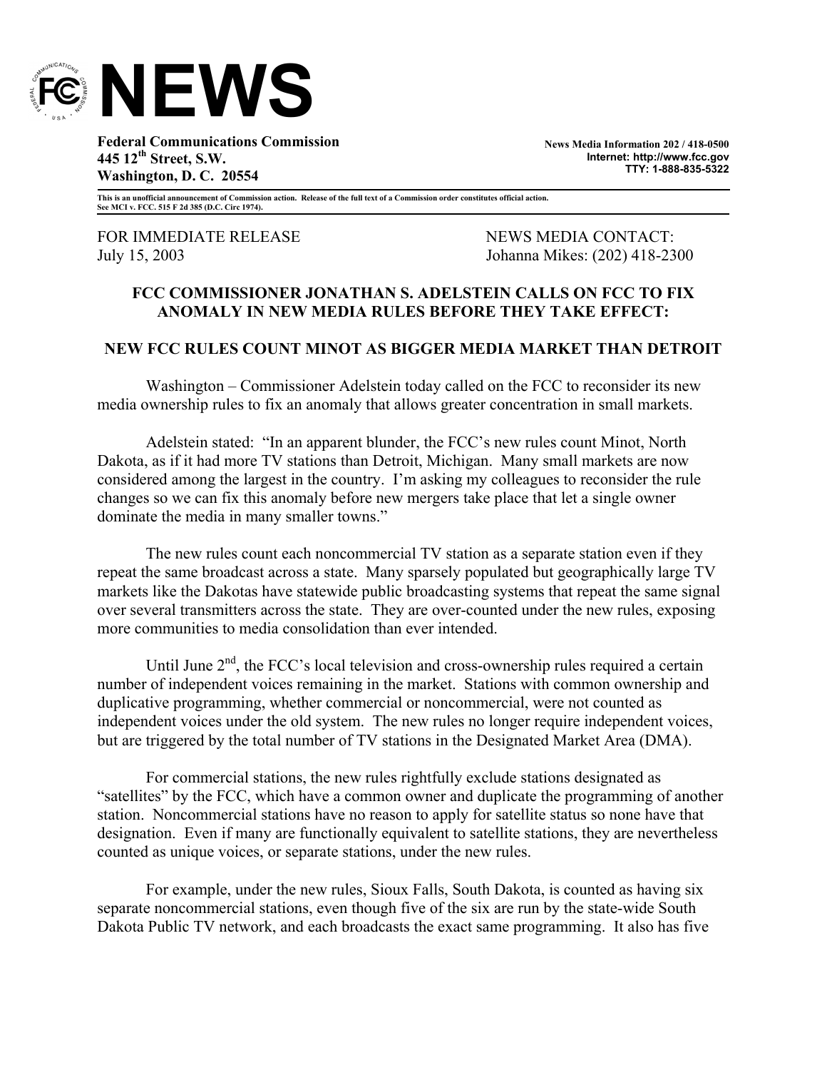# NEWS

**Federal Communications Commission**
**445 12th Street, S.W.**
**Washington, D. C. 20554**

**News Media Information 202 / 418-0500**
**Internet: http://www.fcc.gov**
**TTY: 1-888-835-5322**

**This is an unofficial announcement of Commission action. Release of the full text of a Commission order constitutes official action. See MCI v. FCC. 515 F 2d 385 (D.C. Circ 1974).**

FOR IMMEDIATE RELEASE
July 15, 2003

NEWS MEDIA CONTACT:
Johanna Mikes: (202) 418-2300

## FCC COMMISSIONER JONATHAN S. ADELSTEIN CALLS ON FCC TO FIX ANOMALY IN NEW MEDIA RULES BEFORE THEY TAKE EFFECT:

## NEW FCC RULES COUNT MINOT AS BIGGER MEDIA MARKET THAN DETROIT

Washington – Commissioner Adelstein today called on the FCC to reconsider its new media ownership rules to fix an anomaly that allows greater concentration in small markets.

Adelstein stated: "In an apparent blunder, the FCC's new rules count Minot, North Dakota, as if it had more TV stations than Detroit, Michigan. Many small markets are now considered among the largest in the country. I'm asking my colleagues to reconsider the rule changes so we can fix this anomaly before new mergers take place that let a single owner dominate the media in many smaller towns."

The new rules count each noncommercial TV station as a separate station even if they repeat the same broadcast across a state. Many sparsely populated but geographically large TV markets like the Dakotas have statewide public broadcasting systems that repeat the same signal over several transmitters across the state. They are over-counted under the new rules, exposing more communities to media consolidation than ever intended.

Until June 2nd, the FCC's local television and cross-ownership rules required a certain number of independent voices remaining in the market. Stations with common ownership and duplicative programming, whether commercial or noncommercial, were not counted as independent voices under the old system. The new rules no longer require independent voices, but are triggered by the total number of TV stations in the Designated Market Area (DMA).

For commercial stations, the new rules rightfully exclude stations designated as "satellites" by the FCC, which have a common owner and duplicate the programming of another station. Noncommercial stations have no reason to apply for satellite status so none have that designation. Even if many are functionally equivalent to satellite stations, they are nevertheless counted as unique voices, or separate stations, under the new rules.

For example, under the new rules, Sioux Falls, South Dakota, is counted as having six separate noncommercial stations, even though five of the six are run by the state-wide South Dakota Public TV network, and each broadcasts the exact same programming. It also has five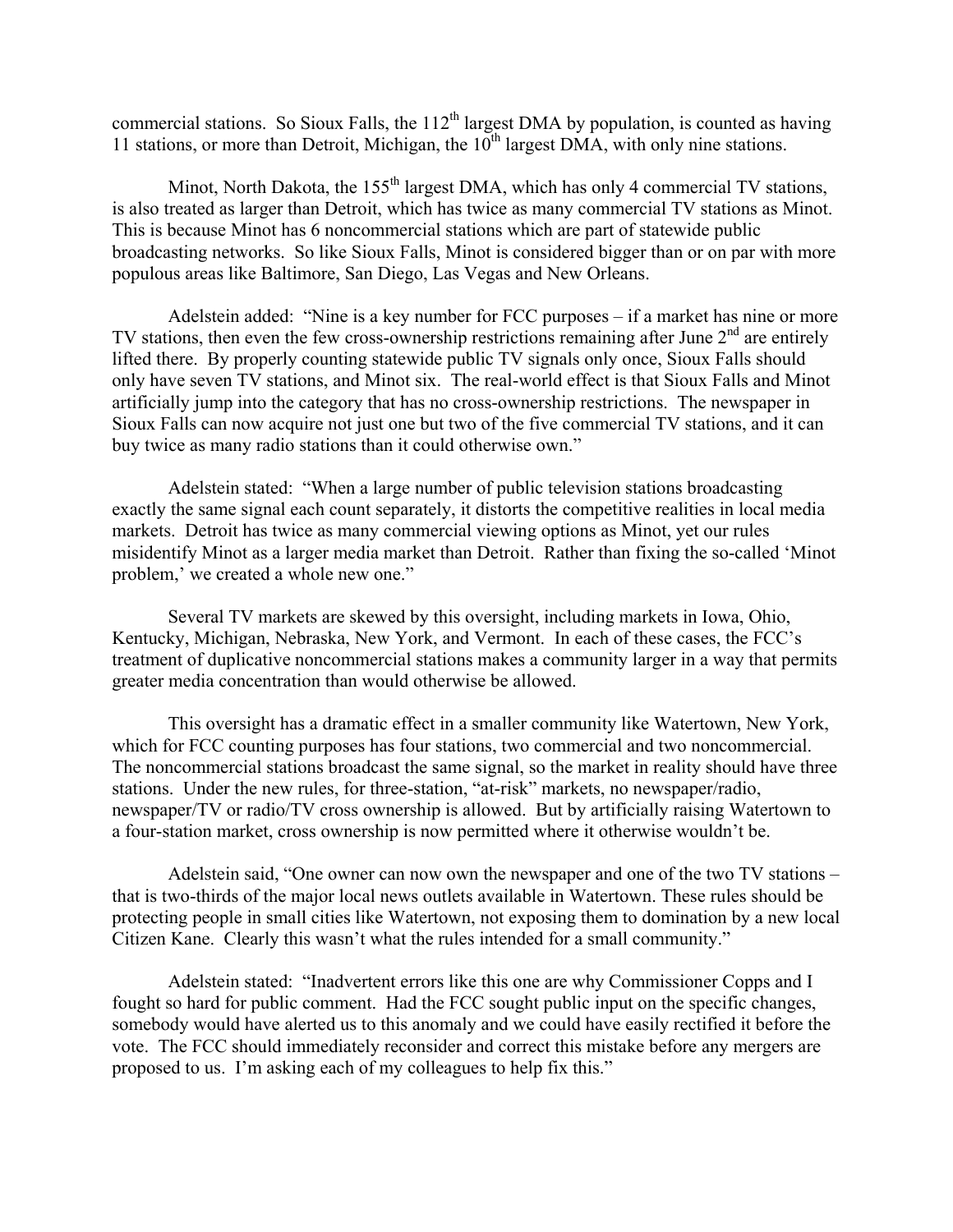commercial stations. So Sioux Falls, the 112th largest DMA by population, is counted as having 11 stations, or more than Detroit, Michigan, the 10th largest DMA, with only nine stations.

Minot, North Dakota, the 155th largest DMA, which has only 4 commercial TV stations, is also treated as larger than Detroit, which has twice as many commercial TV stations as Minot. This is because Minot has 6 noncommercial stations which are part of statewide public broadcasting networks. So like Sioux Falls, Minot is considered bigger than or on par with more populous areas like Baltimore, San Diego, Las Vegas and New Orleans.

Adelstein added: "Nine is a key number for FCC purposes – if a market has nine or more TV stations, then even the few cross-ownership restrictions remaining after June 2nd are entirely lifted there. By properly counting statewide public TV signals only once, Sioux Falls should only have seven TV stations, and Minot six. The real-world effect is that Sioux Falls and Minot artificially jump into the category that has no cross-ownership restrictions. The newspaper in Sioux Falls can now acquire not just one but two of the five commercial TV stations, and it can buy twice as many radio stations than it could otherwise own."

Adelstein stated: "When a large number of public television stations broadcasting exactly the same signal each count separately, it distorts the competitive realities in local media markets. Detroit has twice as many commercial viewing options as Minot, yet our rules misidentify Minot as a larger media market than Detroit. Rather than fixing the so-called 'Minot problem,' we created a whole new one."

Several TV markets are skewed by this oversight, including markets in Iowa, Ohio, Kentucky, Michigan, Nebraska, New York, and Vermont. In each of these cases, the FCC's treatment of duplicative noncommercial stations makes a community larger in a way that permits greater media concentration than would otherwise be allowed.

This oversight has a dramatic effect in a smaller community like Watertown, New York, which for FCC counting purposes has four stations, two commercial and two noncommercial. The noncommercial stations broadcast the same signal, so the market in reality should have three stations. Under the new rules, for three-station, "at-risk" markets, no newspaper/radio, newspaper/TV or radio/TV cross ownership is allowed. But by artificially raising Watertown to a four-station market, cross ownership is now permitted where it otherwise wouldn't be.

Adelstein said, "One owner can now own the newspaper and one of the two TV stations – that is two-thirds of the major local news outlets available in Watertown. These rules should be protecting people in small cities like Watertown, not exposing them to domination by a new local Citizen Kane. Clearly this wasn't what the rules intended for a small community."

Adelstein stated: "Inadvertent errors like this one are why Commissioner Copps and I fought so hard for public comment. Had the FCC sought public input on the specific changes, somebody would have alerted us to this anomaly and we could have easily rectified it before the vote. The FCC should immediately reconsider and correct this mistake before any mergers are proposed to us. I'm asking each of my colleagues to help fix this."